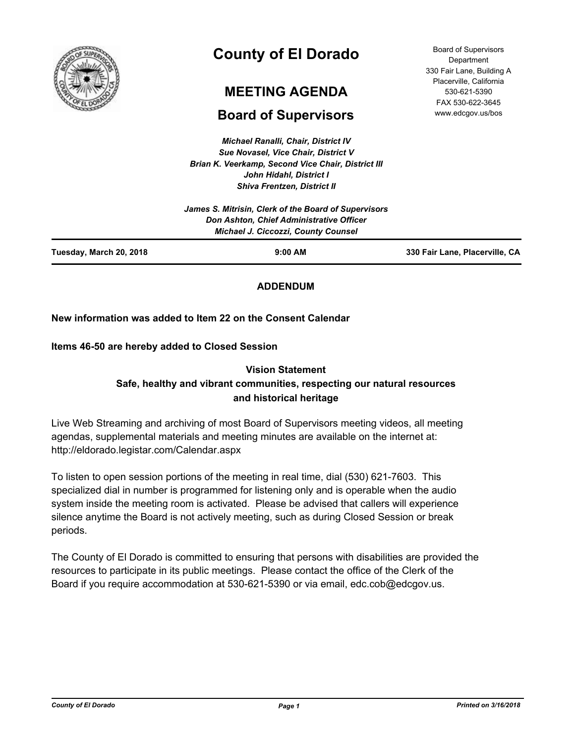# County of El Dorado

## MEETING AGENDA

## Board of Supervisors

Board of Supervisors Department
330 Fair Lane, Building A
Placerville, California
530-621-5390
FAX 530-622-3645
www.edcgov.us/bos

*Michael Ranalli, Chair, District IV*
*Sue Novasel, Vice Chair, District V*
*Brian K. Veerkamp, Second Vice Chair, District III*
*John Hidahl, District I*
*Shiva Frentzen, District II*

*James S. Mitrisin, Clerk of the Board of Supervisors*
*Don Ashton, Chief Administrative Officer*
*Michael J. Ciccozzi, County Counsel*

**Tuesday, March 20, 2018** | **9:00 AM** | **330 Fair Lane, Placerville, CA**

**ADDENDUM**

**New information was added to Item 22 on the Consent Calendar**

**Items 46-50 are hereby added to Closed Session**

**Vision Statement**
**Safe, healthy and vibrant communities, respecting our natural resources and historical heritage**

Live Web Streaming and archiving of most Board of Supervisors meeting videos, all meeting agendas, supplemental materials and meeting minutes are available on the internet at: http://eldorado.legistar.com/Calendar.aspx

To listen to open session portions of the meeting in real time, dial (530) 621-7603. This specialized dial in number is programmed for listening only and is operable when the audio system inside the meeting room is activated. Please be advised that callers will experience silence anytime the Board is not actively meeting, such as during Closed Session or break periods.

The County of El Dorado is committed to ensuring that persons with disabilities are provided the resources to participate in its public meetings. Please contact the office of the Clerk of the Board if you require accommodation at 530-621-5390 or via email, edc.cob@edcgov.us.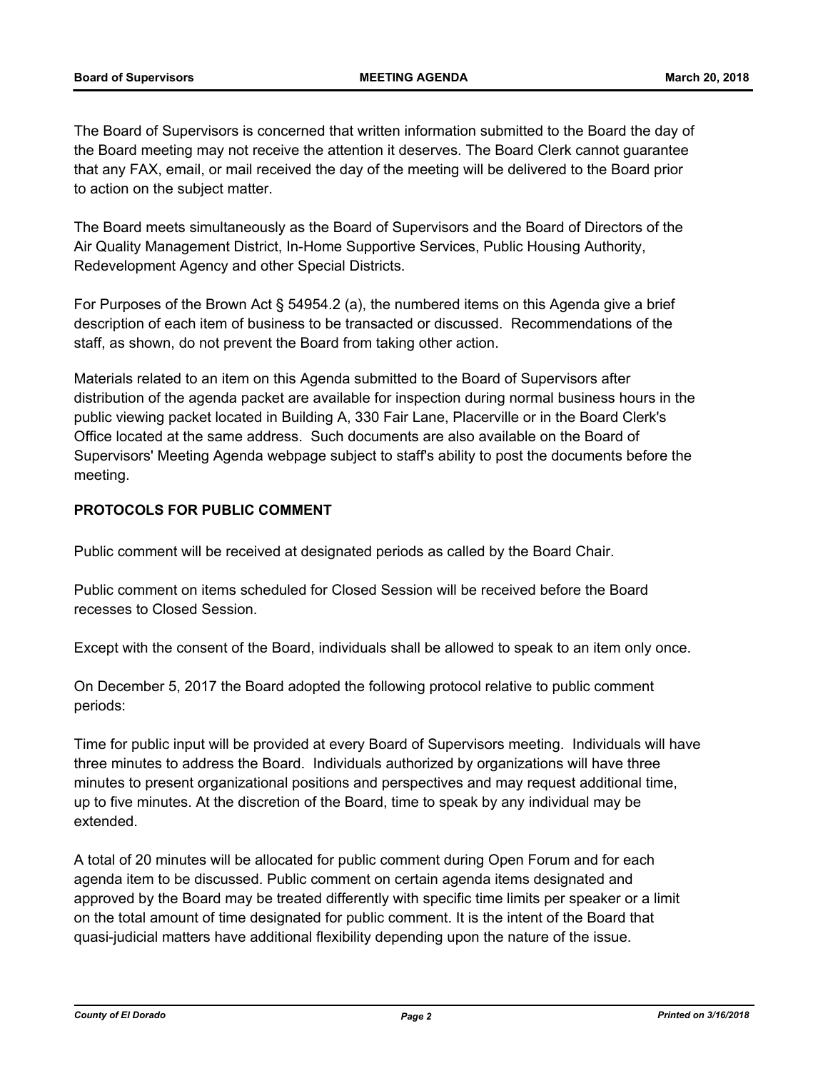The Board of Supervisors is concerned that written information submitted to the Board the day of the Board meeting may not receive the attention it deserves. The Board Clerk cannot guarantee that any FAX, email, or mail received the day of the meeting will be delivered to the Board prior to action on the subject matter.

The Board meets simultaneously as the Board of Supervisors and the Board of Directors of the Air Quality Management District, In-Home Supportive Services, Public Housing Authority, Redevelopment Agency and other Special Districts.

For Purposes of the Brown Act § 54954.2 (a), the numbered items on this Agenda give a brief description of each item of business to be transacted or discussed. Recommendations of the staff, as shown, do not prevent the Board from taking other action.

Materials related to an item on this Agenda submitted to the Board of Supervisors after distribution of the agenda packet are available for inspection during normal business hours in the public viewing packet located in Building A, 330 Fair Lane, Placerville or in the Board Clerk's Office located at the same address. Such documents are also available on the Board of Supervisors' Meeting Agenda webpage subject to staff's ability to post the documents before the meeting.

**PROTOCOLS FOR PUBLIC COMMENT**

Public comment will be received at designated periods as called by the Board Chair.

Public comment on items scheduled for Closed Session will be received before the Board recesses to Closed Session.

Except with the consent of the Board, individuals shall be allowed to speak to an item only once.

On December 5, 2017 the Board adopted the following protocol relative to public comment periods:

Time for public input will be provided at every Board of Supervisors meeting. Individuals will have three minutes to address the Board. Individuals authorized by organizations will have three minutes to present organizational positions and perspectives and may request additional time, up to five minutes. At the discretion of the Board, time to speak by any individual may be extended.

A total of 20 minutes will be allocated for public comment during Open Forum and for each agenda item to be discussed. Public comment on certain agenda items designated and approved by the Board may be treated differently with specific time limits per speaker or a limit on the total amount of time designated for public comment. It is the intent of the Board that quasi-judicial matters have additional flexibility depending upon the nature of the issue.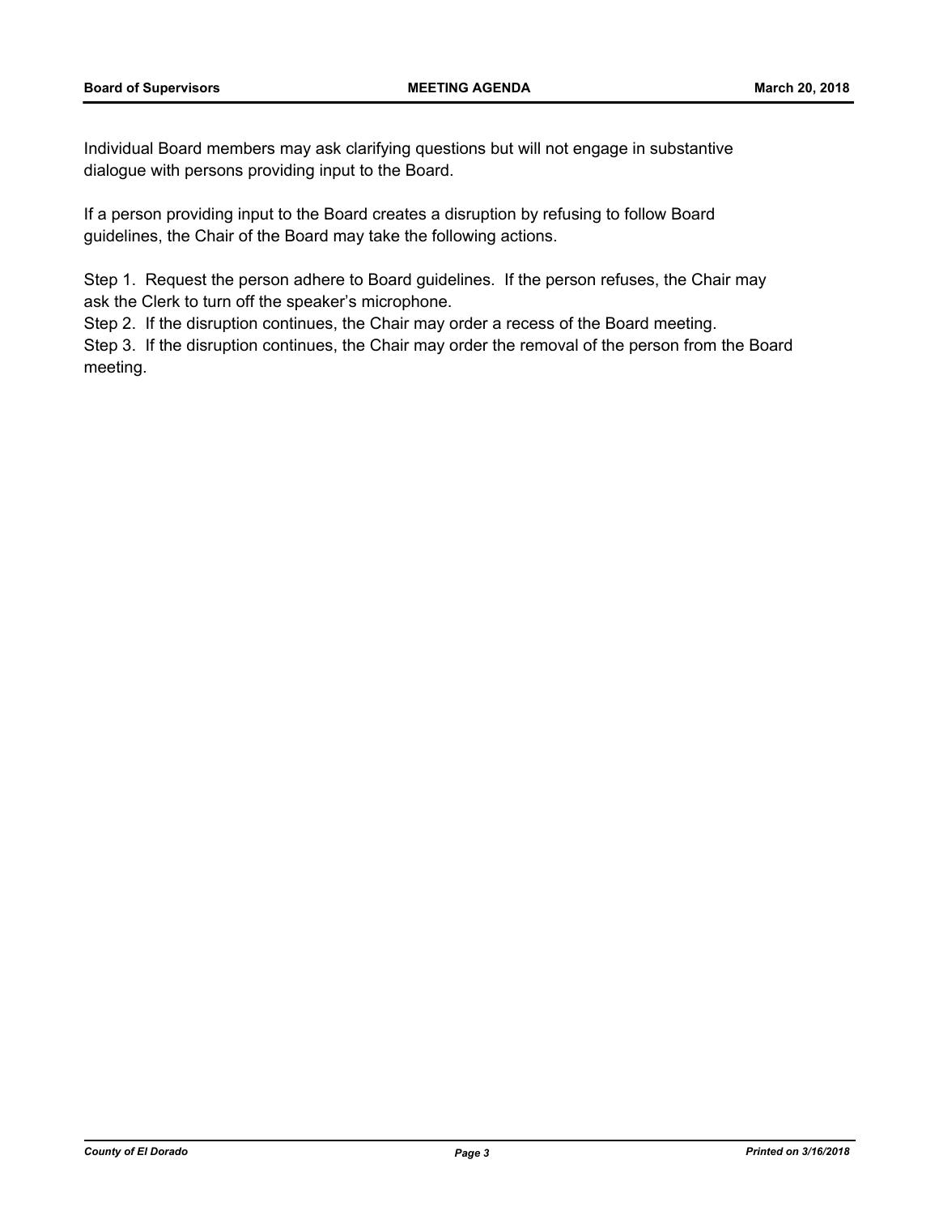Individual Board members may ask clarifying questions but will not engage in substantive dialogue with persons providing input to the Board.

If a person providing input to the Board creates a disruption by refusing to follow Board guidelines, the Chair of the Board may take the following actions.

Step 1. Request the person adhere to Board guidelines. If the person refuses, the Chair may ask the Clerk to turn off the speaker's microphone.

Step 2. If the disruption continues, the Chair may order a recess of the Board meeting.

Step 3. If the disruption continues, the Chair may order the removal of the person from the Board meeting.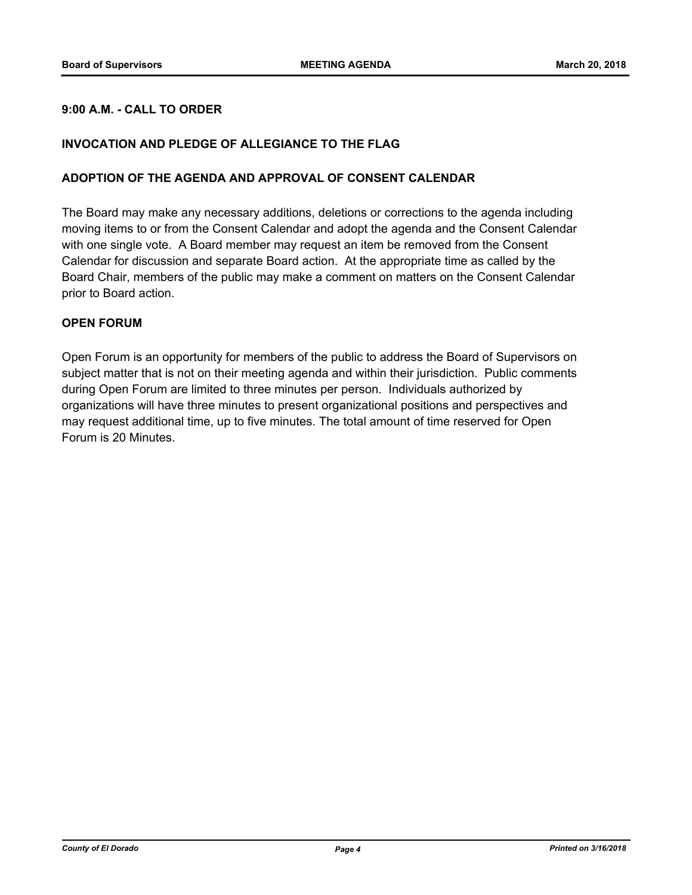**9:00 A.M. - CALL TO ORDER**

**INVOCATION AND PLEDGE OF ALLEGIANCE TO THE FLAG**

**ADOPTION OF THE AGENDA AND APPROVAL OF CONSENT CALENDAR**

The Board may make any necessary additions, deletions or corrections to the agenda including moving items to or from the Consent Calendar and adopt the agenda and the Consent Calendar with one single vote. A Board member may request an item be removed from the Consent Calendar for discussion and separate Board action. At the appropriate time as called by the Board Chair, members of the public may make a comment on matters on the Consent Calendar prior to Board action.

**OPEN FORUM**

Open Forum is an opportunity for members of the public to address the Board of Supervisors on subject matter that is not on their meeting agenda and within their jurisdiction. Public comments during Open Forum are limited to three minutes per person. Individuals authorized by organizations will have three minutes to present organizational positions and perspectives and may request additional time, up to five minutes. The total amount of time reserved for Open Forum is 20 Minutes.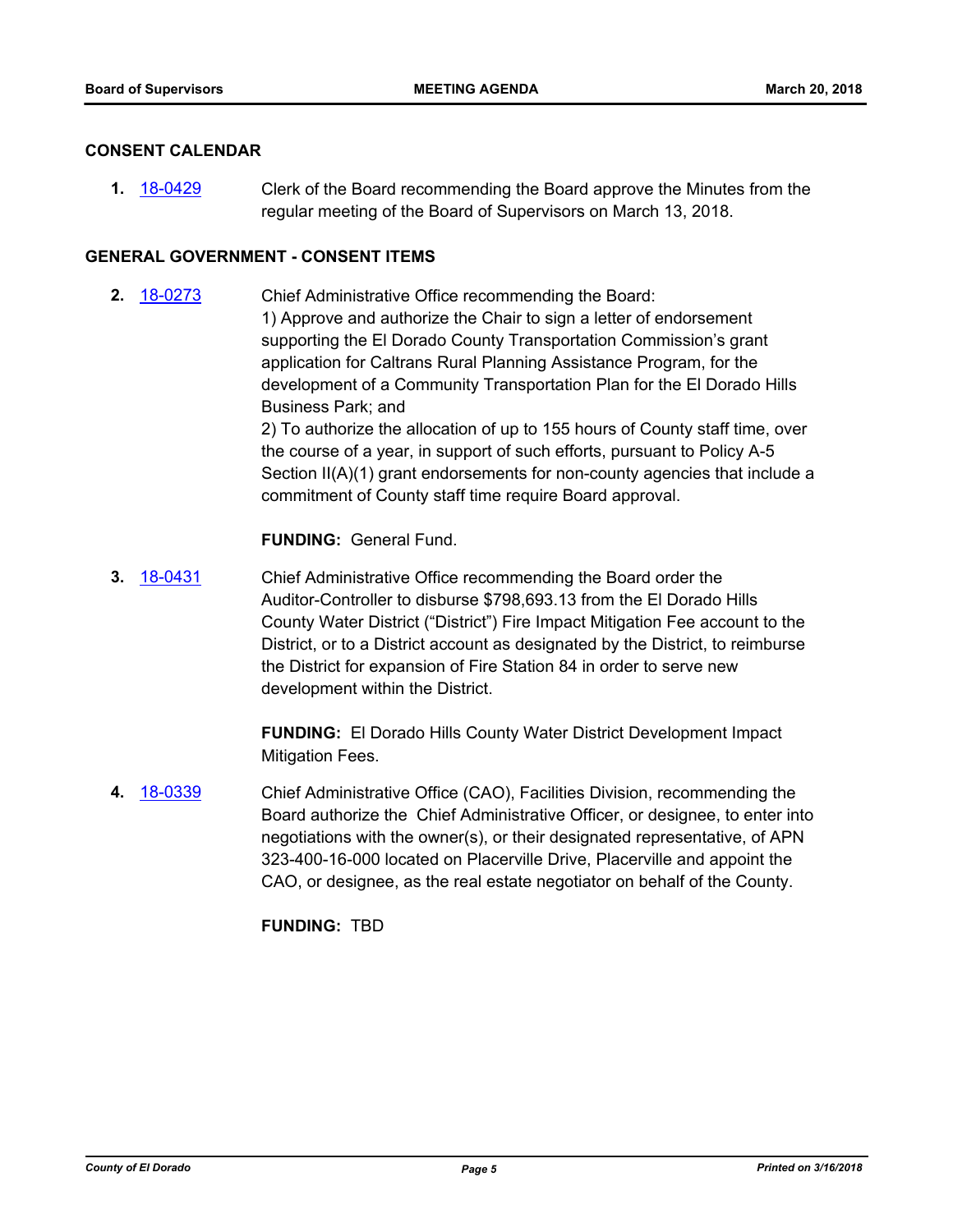## CONSENT CALENDAR

**1.** [18-0429] Clerk of the Board recommending the Board approve the Minutes from the regular meeting of the Board of Supervisors on March 13, 2018.

## GENERAL GOVERNMENT - CONSENT ITEMS

**2.** [18-0273] Chief Administrative Office recommending the Board:
1) Approve and authorize the Chair to sign a letter of endorsement supporting the El Dorado County Transportation Commission's grant application for Caltrans Rural Planning Assistance Program, for the development of a Community Transportation Plan for the El Dorado Hills Business Park; and
2) To authorize the allocation of up to 155 hours of County staff time, over the course of a year, in support of such efforts, pursuant to Policy A-5 Section II(A)(1) grant endorsements for non-county agencies that include a commitment of County staff time require Board approval.

**FUNDING:** General Fund.

**3.** [18-0431] Chief Administrative Office recommending the Board order the Auditor-Controller to disburse $798,693.13 from the El Dorado Hills County Water District ("District") Fire Impact Mitigation Fee account to the District, or to a District account as designated by the District, to reimburse the District for expansion of Fire Station 84 in order to serve new development within the District.

**FUNDING:** El Dorado Hills County Water District Development Impact Mitigation Fees.

**4.** [18-0339] Chief Administrative Office (CAO), Facilities Division, recommending the Board authorize the Chief Administrative Officer, or designee, to enter into negotiations with the owner(s), or their designated representative, of APN 323-400-16-000 located on Placerville Drive, Placerville and appoint the CAO, or designee, as the real estate negotiator on behalf of the County.

**FUNDING:** TBD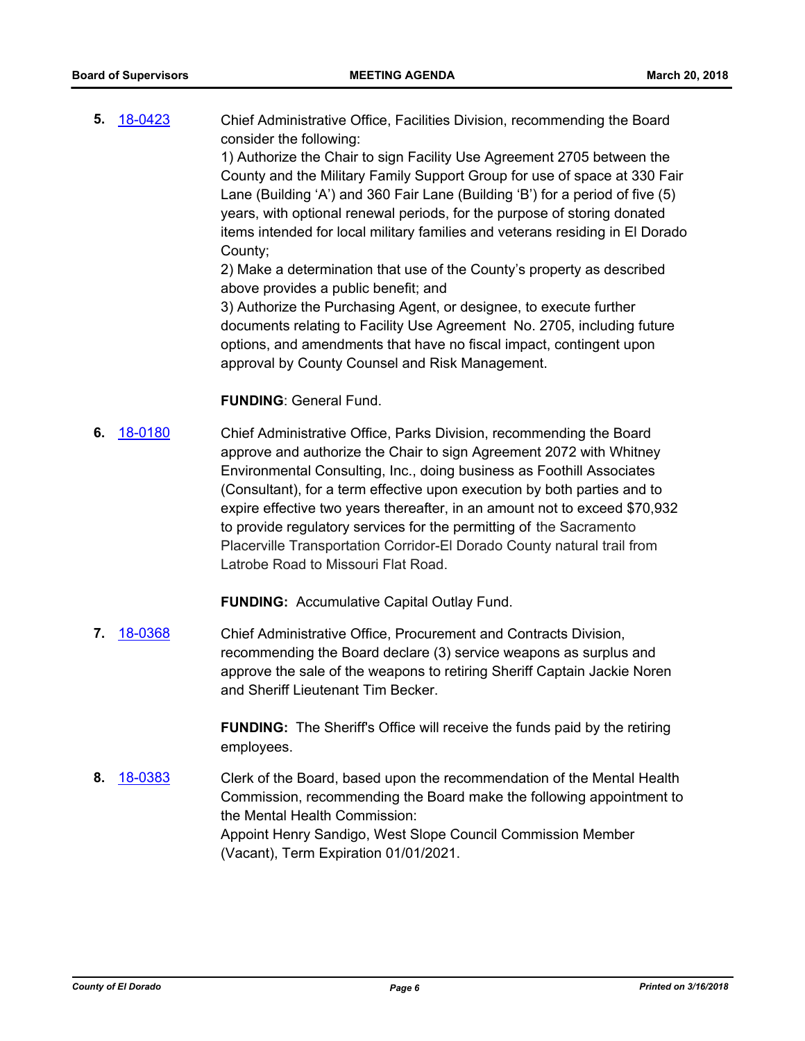**5.** 18-0423 Chief Administrative Office, Facilities Division, recommending the Board consider the following:

1) Authorize the Chair to sign Facility Use Agreement 2705 between the County and the Military Family Support Group for use of space at 330 Fair Lane (Building 'A') and 360 Fair Lane (Building 'B') for a period of five (5) years, with optional renewal periods, for the purpose of storing donated items intended for local military families and veterans residing in El Dorado County;

2) Make a determination that use of the County's property as described above provides a public benefit; and

3) Authorize the Purchasing Agent, or designee, to execute further documents relating to Facility Use Agreement No. 2705, including future options, and amendments that have no fiscal impact, contingent upon approval by County Counsel and Risk Management.

**FUNDING**: General Fund.

**6.** 18-0180 Chief Administrative Office, Parks Division, recommending the Board approve and authorize the Chair to sign Agreement 2072 with Whitney Environmental Consulting, Inc., doing business as Foothill Associates (Consultant), for a term effective upon execution by both parties and to expire effective two years thereafter, in an amount not to exceed $70,932 to provide regulatory services for the permitting of the Sacramento Placerville Transportation Corridor-El Dorado County natural trail from Latrobe Road to Missouri Flat Road.

**FUNDING:** Accumulative Capital Outlay Fund.

**7.** 18-0368 Chief Administrative Office, Procurement and Contracts Division, recommending the Board declare (3) service weapons as surplus and approve the sale of the weapons to retiring Sheriff Captain Jackie Noren and Sheriff Lieutenant Tim Becker.

**FUNDING:** The Sheriff's Office will receive the funds paid by the retiring employees.

**8.** 18-0383 Clerk of the Board, based upon the recommendation of the Mental Health Commission, recommending the Board make the following appointment to the Mental Health Commission:

Appoint Henry Sandigo, West Slope Council Commission Member (Vacant), Term Expiration 01/01/2021.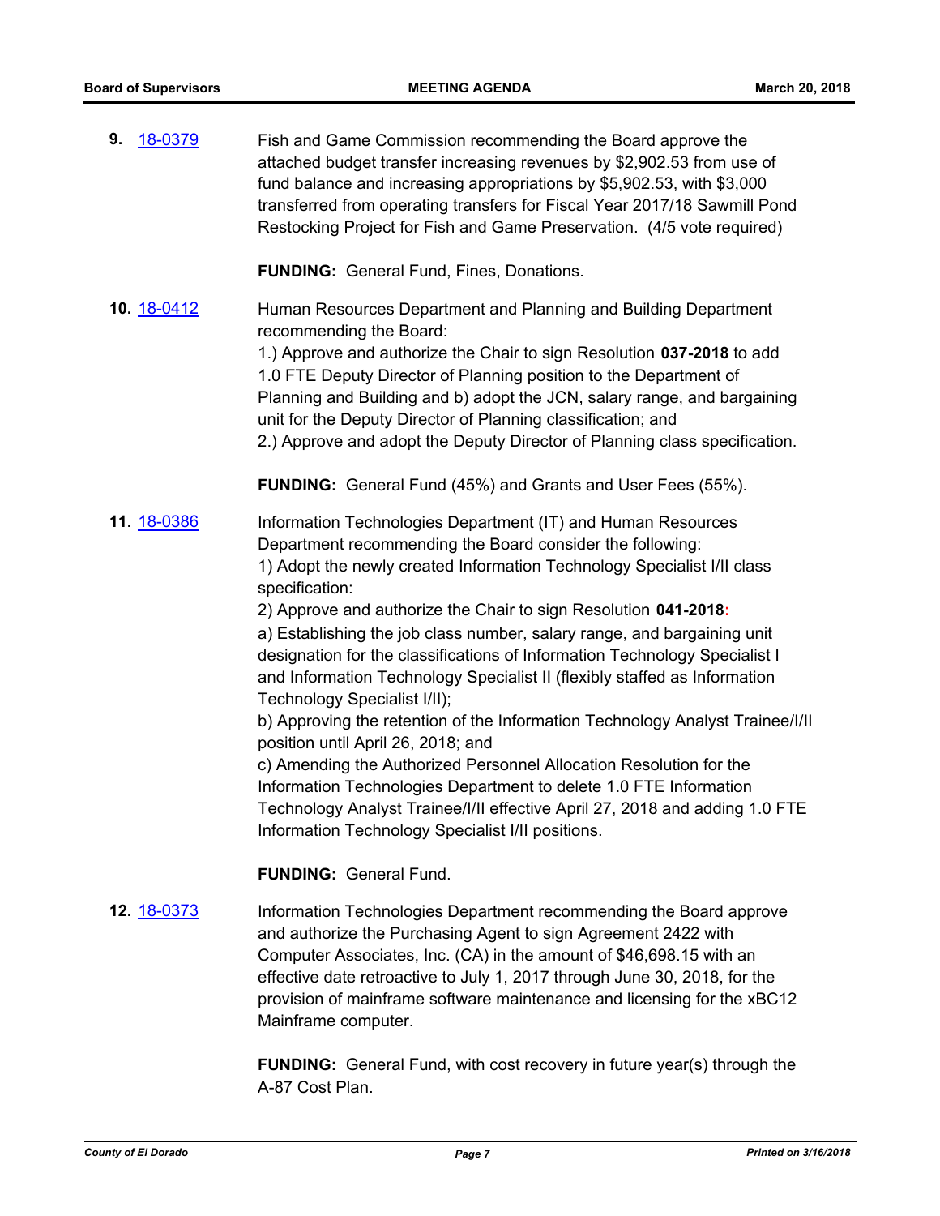**9.** 18-0379

Fish and Game Commission recommending the Board approve the attached budget transfer increasing revenues by $2,902.53 from use of fund balance and increasing appropriations by $5,902.53, with $3,000 transferred from operating transfers for Fiscal Year 2017/18 Sawmill Pond Restocking Project for Fish and Game Preservation. (4/5 vote required)

**FUNDING:** General Fund, Fines, Donations.

**10.** 18-0412

Human Resources Department and Planning and Building Department recommending the Board:
1.) Approve and authorize the Chair to sign Resolution **037-2018** to add 1.0 FTE Deputy Director of Planning position to the Department of Planning and Building and b) adopt the JCN, salary range, and bargaining unit for the Deputy Director of Planning classification; and
2.) Approve and adopt the Deputy Director of Planning class specification.

**FUNDING:** General Fund (45%) and Grants and User Fees (55%).

**11.** 18-0386

Information Technologies Department (IT) and Human Resources Department recommending the Board consider the following:
1) Adopt the newly created Information Technology Specialist I/II class specification:
2) Approve and authorize the Chair to sign Resolution **041-2018:**
a) Establishing the job class number, salary range, and bargaining unit designation for the classifications of Information Technology Specialist I and Information Technology Specialist II (flexibly staffed as Information Technology Specialist I/II);
b) Approving the retention of the Information Technology Analyst Trainee/I/II position until April 26, 2018; and
c) Amending the Authorized Personnel Allocation Resolution for the Information Technologies Department to delete 1.0 FTE Information Technology Analyst Trainee/I/II effective April 27, 2018 and adding 1.0 FTE Information Technology Specialist I/II positions.

**FUNDING:** General Fund.

**12.** 18-0373

Information Technologies Department recommending the Board approve and authorize the Purchasing Agent to sign Agreement 2422 with Computer Associates, Inc. (CA) in the amount of $46,698.15 with an effective date retroactive to July 1, 2017 through June 30, 2018, for the provision of mainframe software maintenance and licensing for the xBC12 Mainframe computer.

**FUNDING:** General Fund, with cost recovery in future year(s) through the A-87 Cost Plan.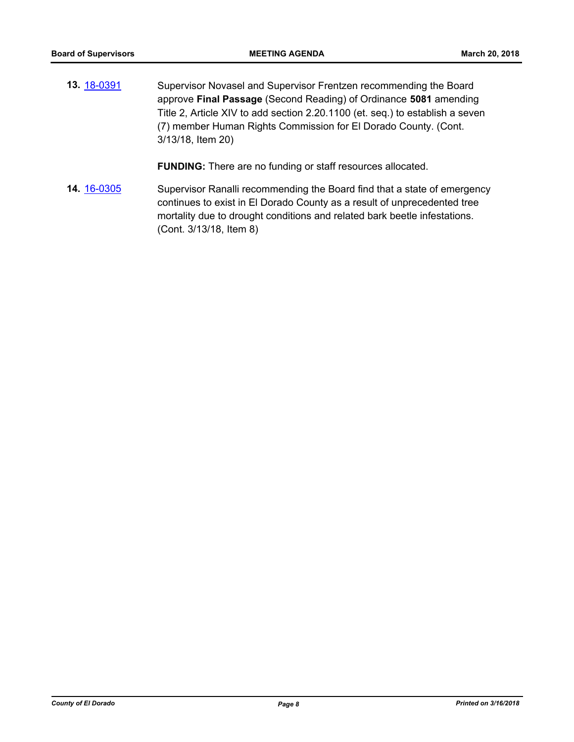**13.** 18-0391 Supervisor Novasel and Supervisor Frentzen recommending the Board approve **Final Passage** (Second Reading) of Ordinance **5081** amending Title 2, Article XIV to add section 2.20.1100 (et. seq.) to establish a seven (7) member Human Rights Commission for El Dorado County. (Cont. 3/13/18, Item 20)

**FUNDING:** There are no funding or staff resources allocated.

**14.** 16-0305 Supervisor Ranalli recommending the Board find that a state of emergency continues to exist in El Dorado County as a result of unprecedented tree mortality due to drought conditions and related bark beetle infestations. (Cont. 3/13/18, Item 8)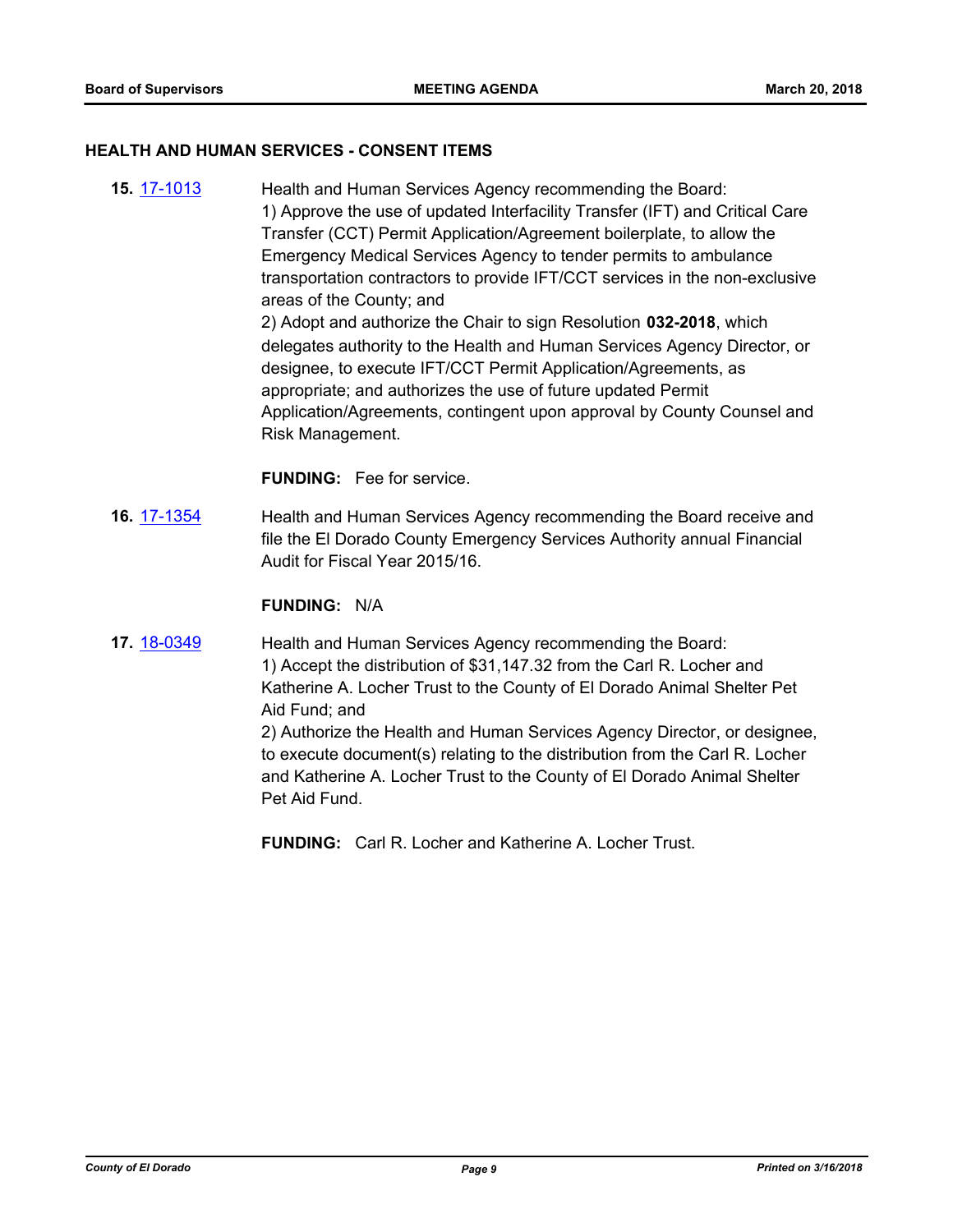## HEALTH AND HUMAN SERVICES - CONSENT ITEMS

**15.** 17-1013 Health and Human Services Agency recommending the Board:
1) Approve the use of updated Interfacility Transfer (IFT) and Critical Care Transfer (CCT) Permit Application/Agreement boilerplate, to allow the Emergency Medical Services Agency to tender permits to ambulance transportation contractors to provide IFT/CCT services in the non-exclusive areas of the County; and
2) Adopt and authorize the Chair to sign Resolution **032-2018**, which delegates authority to the Health and Human Services Agency Director, or designee, to execute IFT/CCT Permit Application/Agreements, as appropriate; and authorizes the use of future updated Permit Application/Agreements, contingent upon approval by County Counsel and Risk Management.

**FUNDING:** Fee for service.

**16.** 17-1354 Health and Human Services Agency recommending the Board receive and file the El Dorado County Emergency Services Authority annual Financial Audit for Fiscal Year 2015/16.

**FUNDING:** N/A

**17.** 18-0349 Health and Human Services Agency recommending the Board:
1) Accept the distribution of $31,147.32 from the Carl R. Locher and Katherine A. Locher Trust to the County of El Dorado Animal Shelter Pet Aid Fund; and
2) Authorize the Health and Human Services Agency Director, or designee, to execute document(s) relating to the distribution from the Carl R. Locher and Katherine A. Locher Trust to the County of El Dorado Animal Shelter Pet Aid Fund.

**FUNDING:** Carl R. Locher and Katherine A. Locher Trust.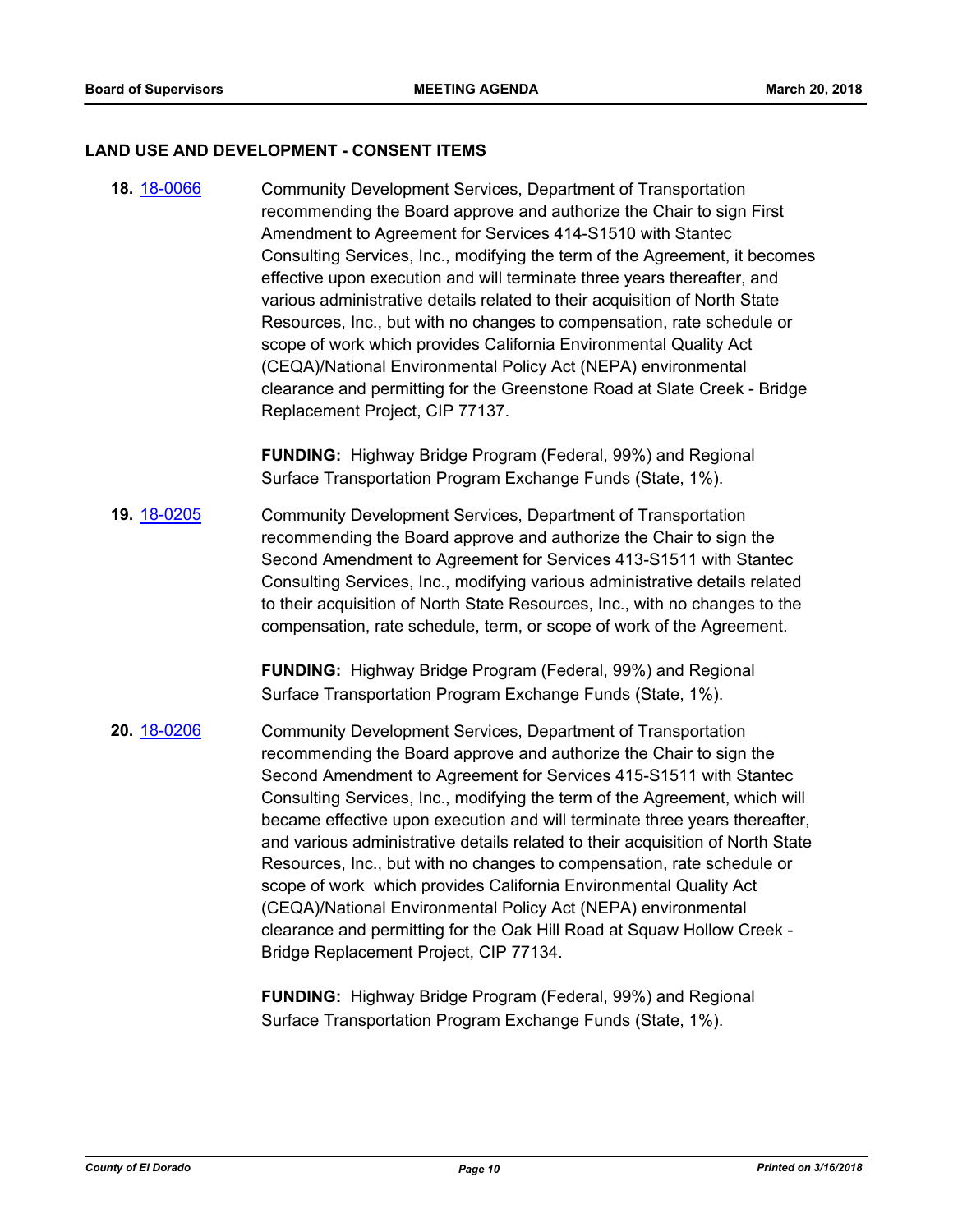## LAND USE AND DEVELOPMENT - CONSENT ITEMS

**18.** 18-0066 Community Development Services, Department of Transportation recommending the Board approve and authorize the Chair to sign First Amendment to Agreement for Services 414-S1510 with Stantec Consulting Services, Inc., modifying the term of the Agreement, it becomes effective upon execution and will terminate three years thereafter, and various administrative details related to their acquisition of North State Resources, Inc., but with no changes to compensation, rate schedule or scope of work which provides California Environmental Quality Act (CEQA)/National Environmental Policy Act (NEPA) environmental clearance and permitting for the Greenstone Road at Slate Creek - Bridge Replacement Project, CIP 77137.

**FUNDING:** Highway Bridge Program (Federal, 99%) and Regional Surface Transportation Program Exchange Funds (State, 1%).

**19.** 18-0205 Community Development Services, Department of Transportation recommending the Board approve and authorize the Chair to sign the Second Amendment to Agreement for Services 413-S1511 with Stantec Consulting Services, Inc., modifying various administrative details related to their acquisition of North State Resources, Inc., with no changes to the compensation, rate schedule, term, or scope of work of the Agreement.

**FUNDING:** Highway Bridge Program (Federal, 99%) and Regional Surface Transportation Program Exchange Funds (State, 1%).

**20.** 18-0206 Community Development Services, Department of Transportation recommending the Board approve and authorize the Chair to sign the Second Amendment to Agreement for Services 415-S1511 with Stantec Consulting Services, Inc., modifying the term of the Agreement, which will became effective upon execution and will terminate three years thereafter, and various administrative details related to their acquisition of North State Resources, Inc., but with no changes to compensation, rate schedule or scope of work which provides California Environmental Quality Act (CEQA)/National Environmental Policy Act (NEPA) environmental clearance and permitting for the Oak Hill Road at Squaw Hollow Creek - Bridge Replacement Project, CIP 77134.

**FUNDING:** Highway Bridge Program (Federal, 99%) and Regional Surface Transportation Program Exchange Funds (State, 1%).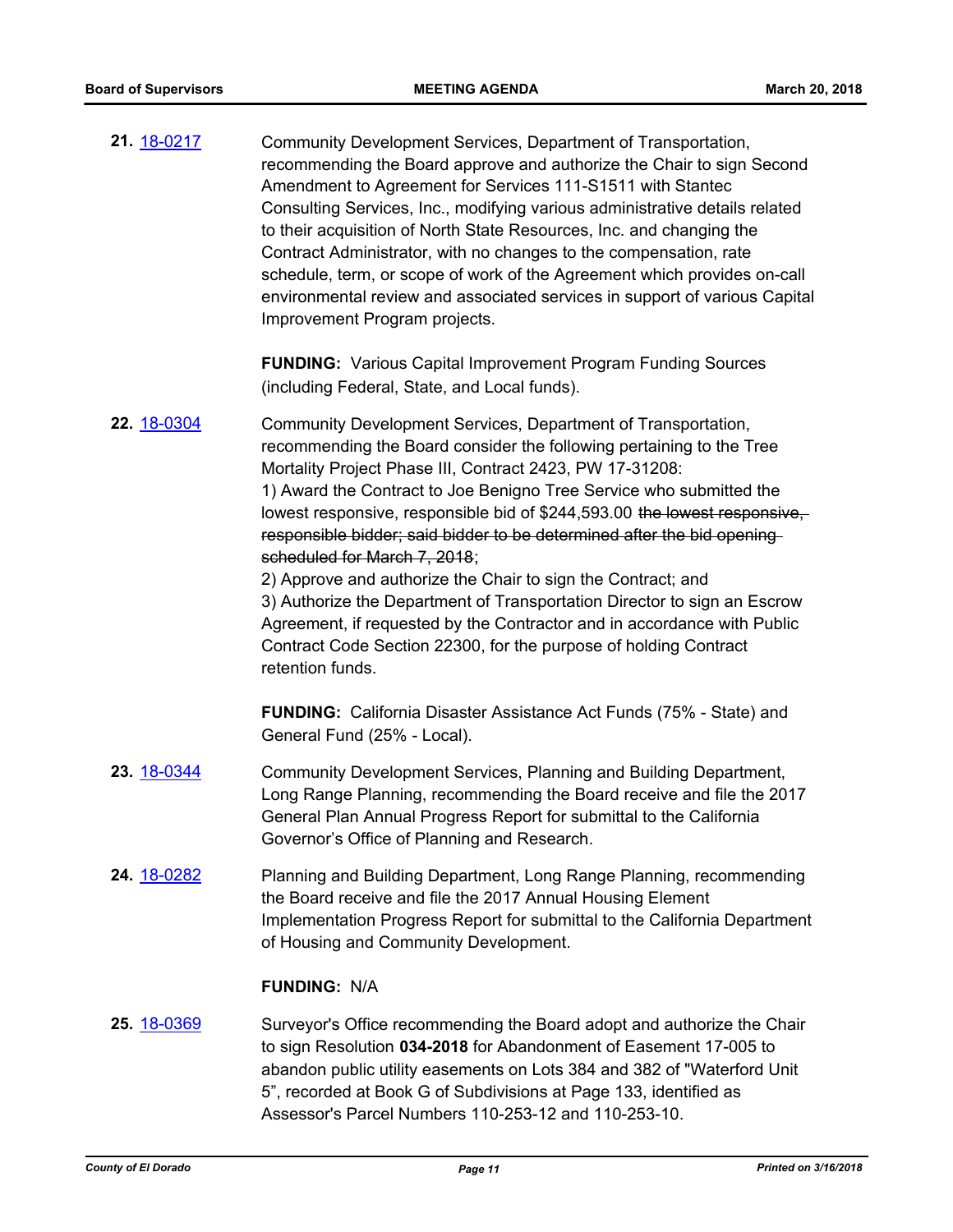**21.** 18-0217 Community Development Services, Department of Transportation, recommending the Board approve and authorize the Chair to sign Second Amendment to Agreement for Services 111-S1511 with Stantec Consulting Services, Inc., modifying various administrative details related to their acquisition of North State Resources, Inc. and changing the Contract Administrator, with no changes to the compensation, rate schedule, term, or scope of work of the Agreement which provides on-call environmental review and associated services in support of various Capital Improvement Program projects.

**FUNDING:** Various Capital Improvement Program Funding Sources (including Federal, State, and Local funds).

**22.** 18-0304 Community Development Services, Department of Transportation, recommending the Board consider the following pertaining to the Tree Mortality Project Phase III, Contract 2423, PW 17-31208:

1) Award the Contract to Joe Benigno Tree Service who submitted the lowest responsive, responsible bid of $244,593.00 ~~the lowest responsive, responsible bidder; said bidder to be determined after the bid opening scheduled for March 7, 2018~~;

2) Approve and authorize the Chair to sign the Contract; and

3) Authorize the Department of Transportation Director to sign an Escrow Agreement, if requested by the Contractor and in accordance with Public Contract Code Section 22300, for the purpose of holding Contract retention funds.

**FUNDING:** California Disaster Assistance Act Funds (75% - State) and General Fund (25% - Local).

**23.** 18-0344 Community Development Services, Planning and Building Department, Long Range Planning, recommending the Board receive and file the 2017 General Plan Annual Progress Report for submittal to the California Governor's Office of Planning and Research.

**24.** 18-0282 Planning and Building Department, Long Range Planning, recommending the Board receive and file the 2017 Annual Housing Element Implementation Progress Report for submittal to the California Department of Housing and Community Development.

**FUNDING:** N/A

**25.** 18-0369 Surveyor's Office recommending the Board adopt and authorize the Chair to sign Resolution **034-2018** for Abandonment of Easement 17-005 to abandon public utility easements on Lots 384 and 382 of "Waterford Unit 5", recorded at Book G of Subdivisions at Page 133, identified as Assessor's Parcel Numbers 110-253-12 and 110-253-10.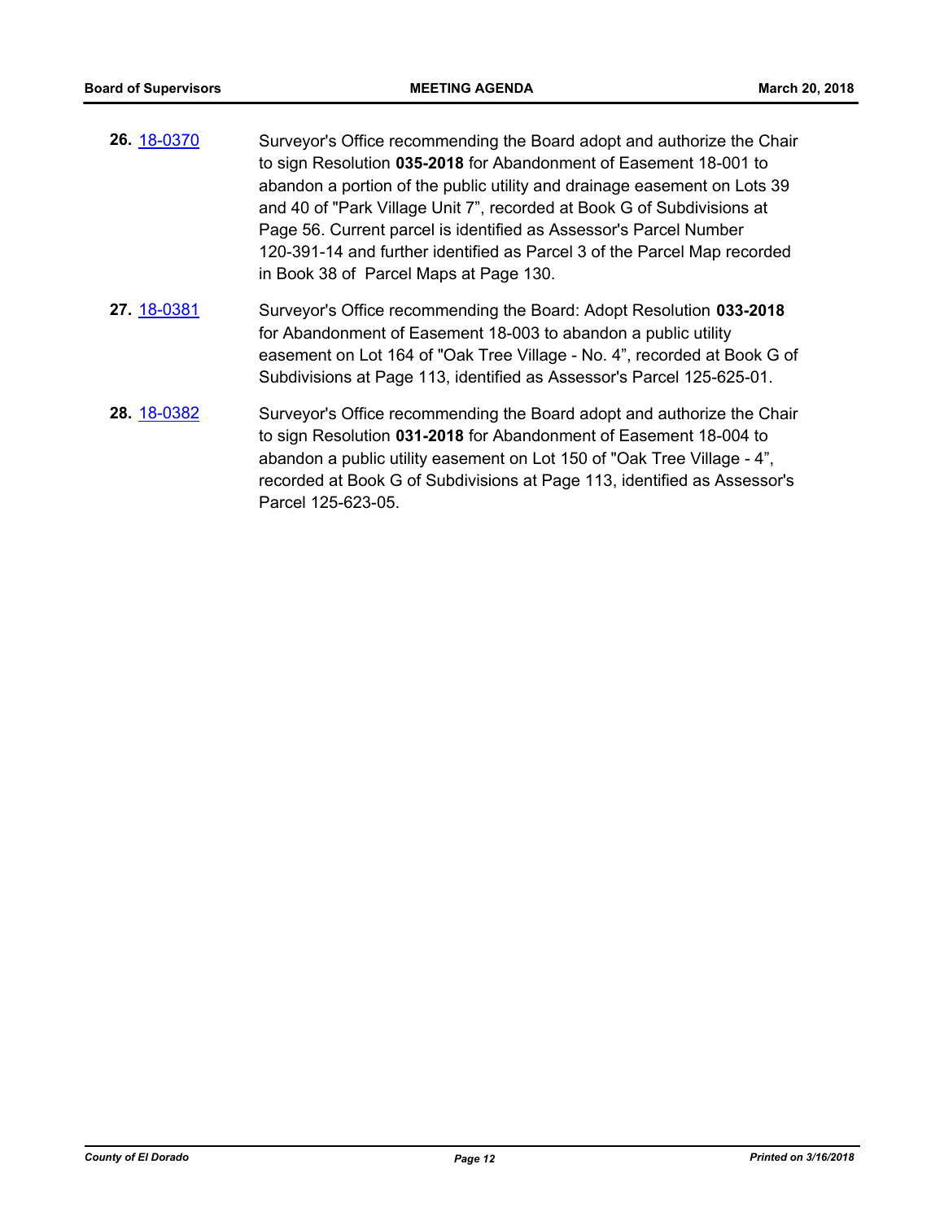**26.** [18-0370](#) Surveyor's Office recommending the Board adopt and authorize the Chair to sign Resolution **035-2018** for Abandonment of Easement 18-001 to abandon a portion of the public utility and drainage easement on Lots 39 and 40 of "Park Village Unit 7", recorded at Book G of Subdivisions at Page 56. Current parcel is identified as Assessor's Parcel Number 120-391-14 and further identified as Parcel 3 of the Parcel Map recorded in Book 38 of Parcel Maps at Page 130.

**27.** [18-0381](#) Surveyor's Office recommending the Board: Adopt Resolution **033-2018** for Abandonment of Easement 18-003 to abandon a public utility easement on Lot 164 of "Oak Tree Village - No. 4", recorded at Book G of Subdivisions at Page 113, identified as Assessor's Parcel 125-625-01.

**28.** [18-0382](#) Surveyor's Office recommending the Board adopt and authorize the Chair to sign Resolution **031-2018** for Abandonment of Easement 18-004 to abandon a public utility easement on Lot 150 of "Oak Tree Village - 4", recorded at Book G of Subdivisions at Page 113, identified as Assessor's Parcel 125-623-05.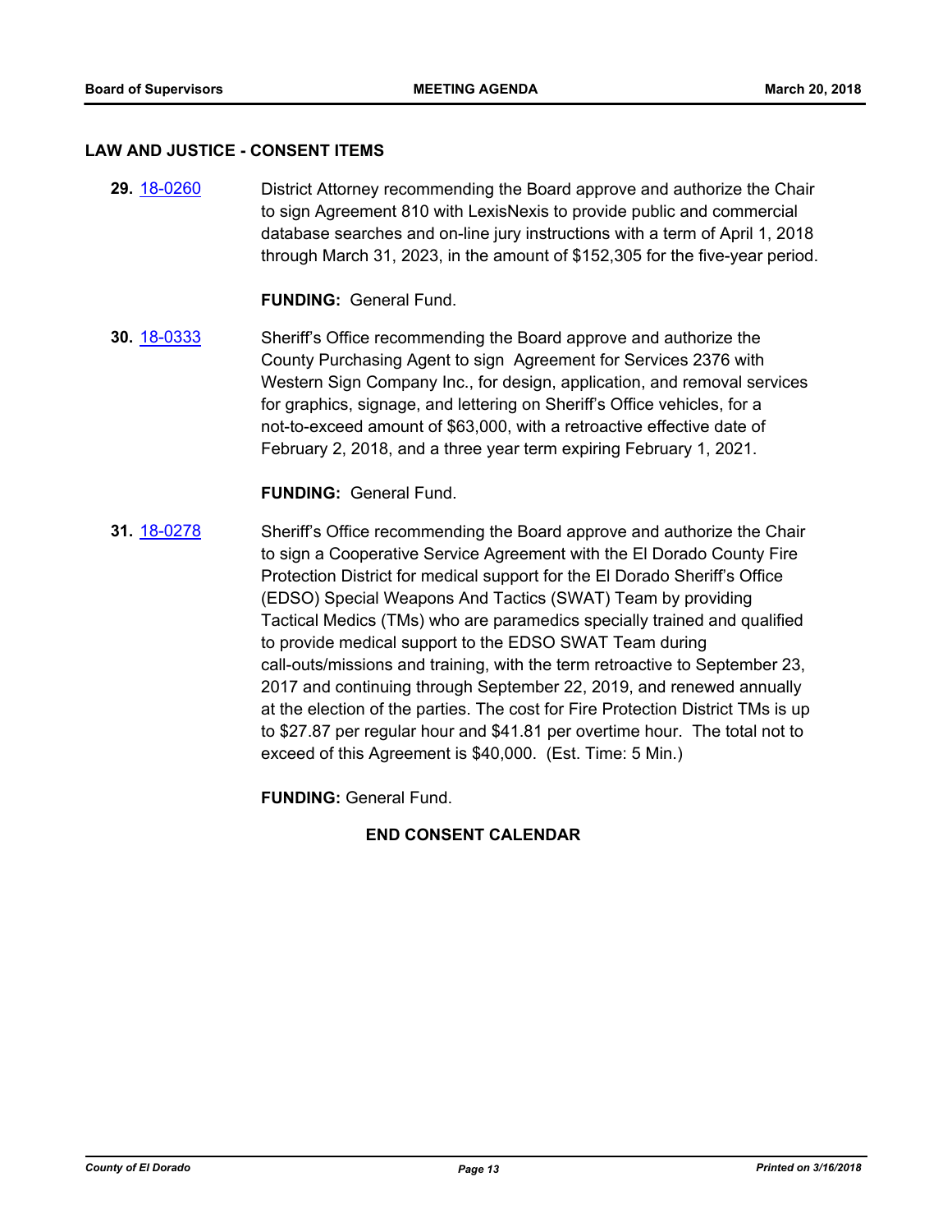## LAW AND JUSTICE - CONSENT ITEMS

**29.** 18-0260 District Attorney recommending the Board approve and authorize the Chair to sign Agreement 810 with LexisNexis to provide public and commercial database searches and on-line jury instructions with a term of April 1, 2018 through March 31, 2023, in the amount of $152,305 for the five-year period.

**FUNDING:** General Fund.

**30.** 18-0333 Sheriff's Office recommending the Board approve and authorize the County Purchasing Agent to sign Agreement for Services 2376 with Western Sign Company Inc., for design, application, and removal services for graphics, signage, and lettering on Sheriff's Office vehicles, for a not-to-exceed amount of $63,000, with a retroactive effective date of February 2, 2018, and a three year term expiring February 1, 2021.

**FUNDING:** General Fund.

**31.** 18-0278 Sheriff's Office recommending the Board approve and authorize the Chair to sign a Cooperative Service Agreement with the El Dorado County Fire Protection District for medical support for the El Dorado Sheriff's Office (EDSO) Special Weapons And Tactics (SWAT) Team by providing Tactical Medics (TMs) who are paramedics specially trained and qualified to provide medical support to the EDSO SWAT Team during call-outs/missions and training, with the term retroactive to September 23, 2017 and continuing through September 22, 2019, and renewed annually at the election of the parties. The cost for Fire Protection District TMs is up to $27.87 per regular hour and $41.81 per overtime hour. The total not to exceed of this Agreement is $40,000. (Est. Time: 5 Min.)

**FUNDING:** General Fund.

**END CONSENT CALENDAR**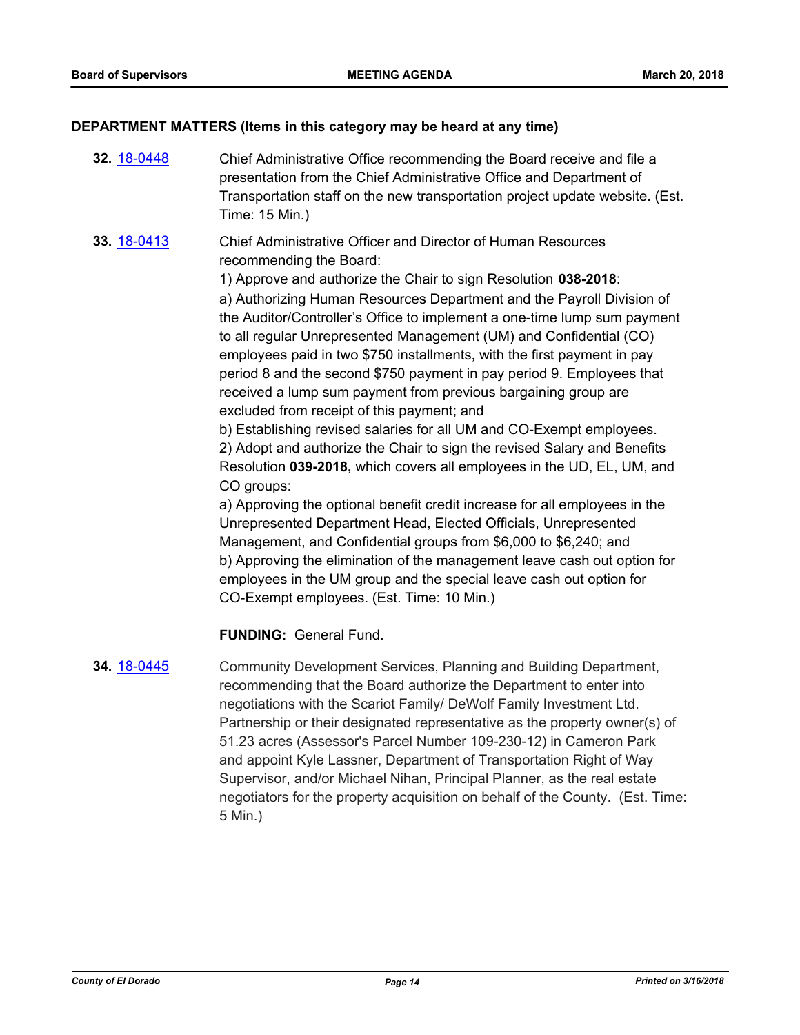## DEPARTMENT MATTERS (Items in this category may be heard at any time)

**32.** 18-0448 Chief Administrative Office recommending the Board receive and file a presentation from the Chief Administrative Office and Department of Transportation staff on the new transportation project update website. (Est. Time: 15 Min.)

**33.** 18-0413 Chief Administrative Officer and Director of Human Resources recommending the Board:

1) Approve and authorize the Chair to sign Resolution **038-2018**:

a) Authorizing Human Resources Department and the Payroll Division of the Auditor/Controller's Office to implement a one-time lump sum payment to all regular Unrepresented Management (UM) and Confidential (CO) employees paid in two $750 installments, with the first payment in pay period 8 and the second $750 payment in pay period 9. Employees that received a lump sum payment from previous bargaining group are excluded from receipt of this payment; and

b) Establishing revised salaries for all UM and CO-Exempt employees.

2) Adopt and authorize the Chair to sign the revised Salary and Benefits Resolution **039-2018,** which covers all employees in the UD, EL, UM, and CO groups:

a) Approving the optional benefit credit increase for all employees in the Unrepresented Department Head, Elected Officials, Unrepresented Management, and Confidential groups from $6,000 to $6,240; and

b) Approving the elimination of the management leave cash out option for employees in the UM group and the special leave cash out option for CO-Exempt employees. (Est. Time: 10 Min.)

**FUNDING:** General Fund.

**34.** 18-0445 Community Development Services, Planning and Building Department, recommending that the Board authorize the Department to enter into negotiations with the Scariot Family/ DeWolf Family Investment Ltd. Partnership or their designated representative as the property owner(s) of 51.23 acres (Assessor's Parcel Number 109-230-12) in Cameron Park and appoint Kyle Lassner, Department of Transportation Right of Way Supervisor, and/or Michael Nihan, Principal Planner, as the real estate negotiators for the property acquisition on behalf of the County. (Est. Time: 5 Min.)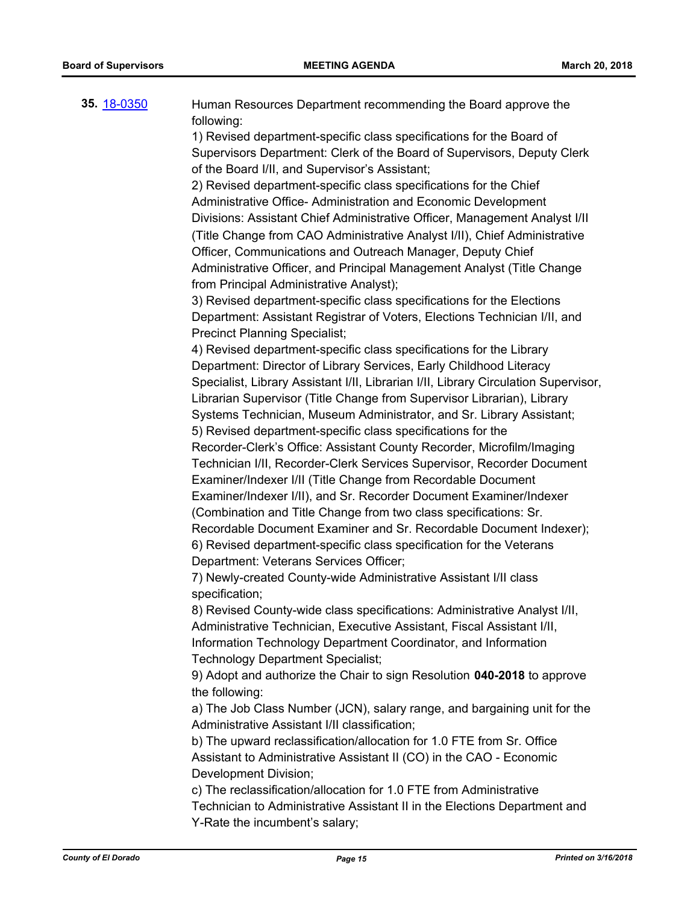**35.** [18-0350](18-0350)

Human Resources Department recommending the Board approve the following:

1) Revised department-specific class specifications for the Board of Supervisors Department: Clerk of the Board of Supervisors, Deputy Clerk of the Board I/II, and Supervisor's Assistant;

2) Revised department-specific class specifications for the Chief Administrative Office- Administration and Economic Development Divisions: Assistant Chief Administrative Officer, Management Analyst I/II (Title Change from CAO Administrative Analyst I/II), Chief Administrative Officer, Communications and Outreach Manager, Deputy Chief Administrative Officer, and Principal Management Analyst (Title Change from Principal Administrative Analyst);

3) Revised department-specific class specifications for the Elections Department: Assistant Registrar of Voters, Elections Technician I/II, and Precinct Planning Specialist;

4) Revised department-specific class specifications for the Library Department: Director of Library Services, Early Childhood Literacy Specialist, Library Assistant I/II, Librarian I/II, Library Circulation Supervisor, Librarian Supervisor (Title Change from Supervisor Librarian), Library Systems Technician, Museum Administrator, and Sr. Library Assistant;

5) Revised department-specific class specifications for the Recorder-Clerk's Office: Assistant County Recorder, Microfilm/Imaging Technician I/II, Recorder-Clerk Services Supervisor, Recorder Document Examiner/Indexer I/II (Title Change from Recordable Document Examiner/Indexer I/II), and Sr. Recorder Document Examiner/Indexer (Combination and Title Change from two class specifications: Sr. Recordable Document Examiner and Sr. Recordable Document Indexer);

6) Revised department-specific class specification for the Veterans Department: Veterans Services Officer;

7) Newly-created County-wide Administrative Assistant I/II class specification;

8) Revised County-wide class specifications: Administrative Analyst I/II, Administrative Technician, Executive Assistant, Fiscal Assistant I/II, Information Technology Department Coordinator, and Information Technology Department Specialist;

9) Adopt and authorize the Chair to sign Resolution **040-2018** to approve the following:

a) The Job Class Number (JCN), salary range, and bargaining unit for the Administrative Assistant I/II classification;

b) The upward reclassification/allocation for 1.0 FTE from Sr. Office Assistant to Administrative Assistant II (CO) in the CAO - Economic Development Division;

c) The reclassification/allocation for 1.0 FTE from Administrative Technician to Administrative Assistant II in the Elections Department and Y-Rate the incumbent's salary;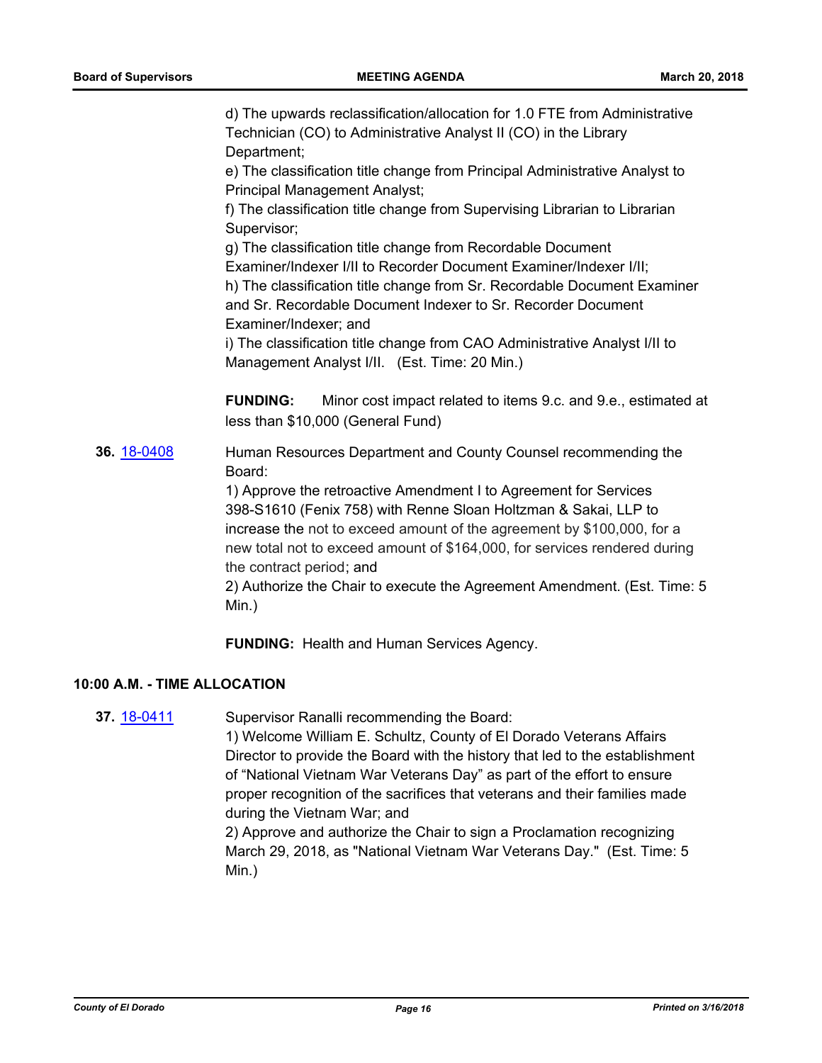d) The upwards reclassification/allocation for 1.0 FTE from Administrative Technician (CO) to Administrative Analyst II (CO) in the Library Department;
e) The classification title change from Principal Administrative Analyst to Principal Management Analyst;
f) The classification title change from Supervising Librarian to Librarian Supervisor;
g) The classification title change from Recordable Document Examiner/Indexer I/II to Recorder Document Examiner/Indexer I/II;
h) The classification title change from Sr. Recordable Document Examiner and Sr. Recordable Document Indexer to Sr. Recorder Document Examiner/Indexer; and
i) The classification title change from CAO Administrative Analyst I/II to Management Analyst I/II. (Est. Time: 20 Min.)

**FUNDING:** Minor cost impact related to items 9.c. and 9.e., estimated at less than $10,000 (General Fund)

**36.** [18-0408]

Human Resources Department and County Counsel recommending the Board:
1) Approve the retroactive Amendment I to Agreement for Services 398-S1610 (Fenix 758) with Renne Sloan Holtzman & Sakai, LLP to increase the not to exceed amount of the agreement by $100,000, for a new total not to exceed amount of $164,000, for services rendered during the contract period; and
2) Authorize the Chair to execute the Agreement Amendment. (Est. Time: 5 Min.)

**FUNDING:** Health and Human Services Agency.

**10:00 A.M. - TIME ALLOCATION**

**37.** [18-0411]

Supervisor Ranalli recommending the Board:
1) Welcome William E. Schultz, County of El Dorado Veterans Affairs Director to provide the Board with the history that led to the establishment of "National Vietnam War Veterans Day" as part of the effort to ensure proper recognition of the sacrifices that veterans and their families made during the Vietnam War; and
2) Approve and authorize the Chair to sign a Proclamation recognizing March 29, 2018, as "National Vietnam War Veterans Day." (Est. Time: 5 Min.)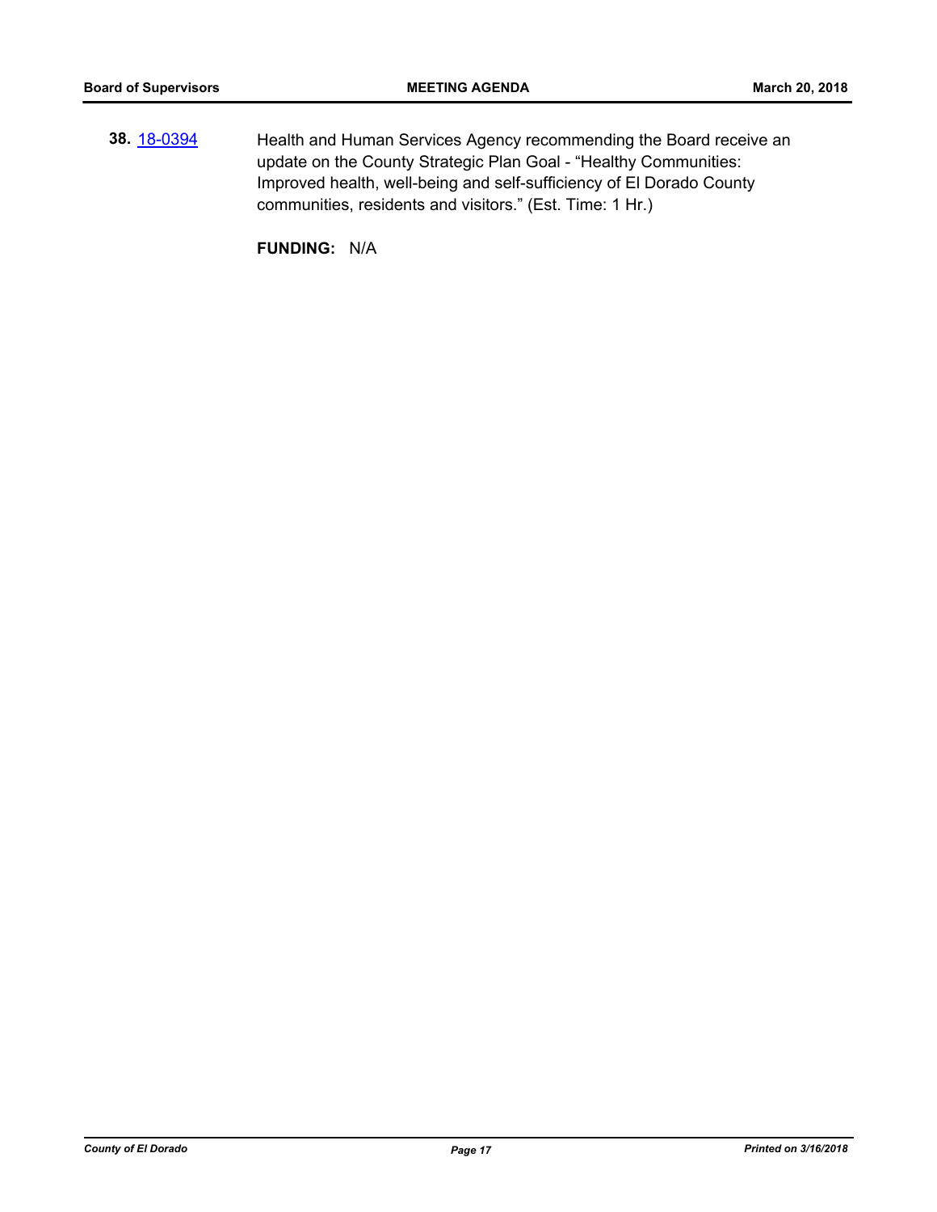**38.** 18-0394 Health and Human Services Agency recommending the Board receive an update on the County Strategic Plan Goal - “Healthy Communities: Improved health, well-being and self-sufficiency of El Dorado County communities, residents and visitors.” (Est. Time: 1 Hr.)

**FUNDING:** N/A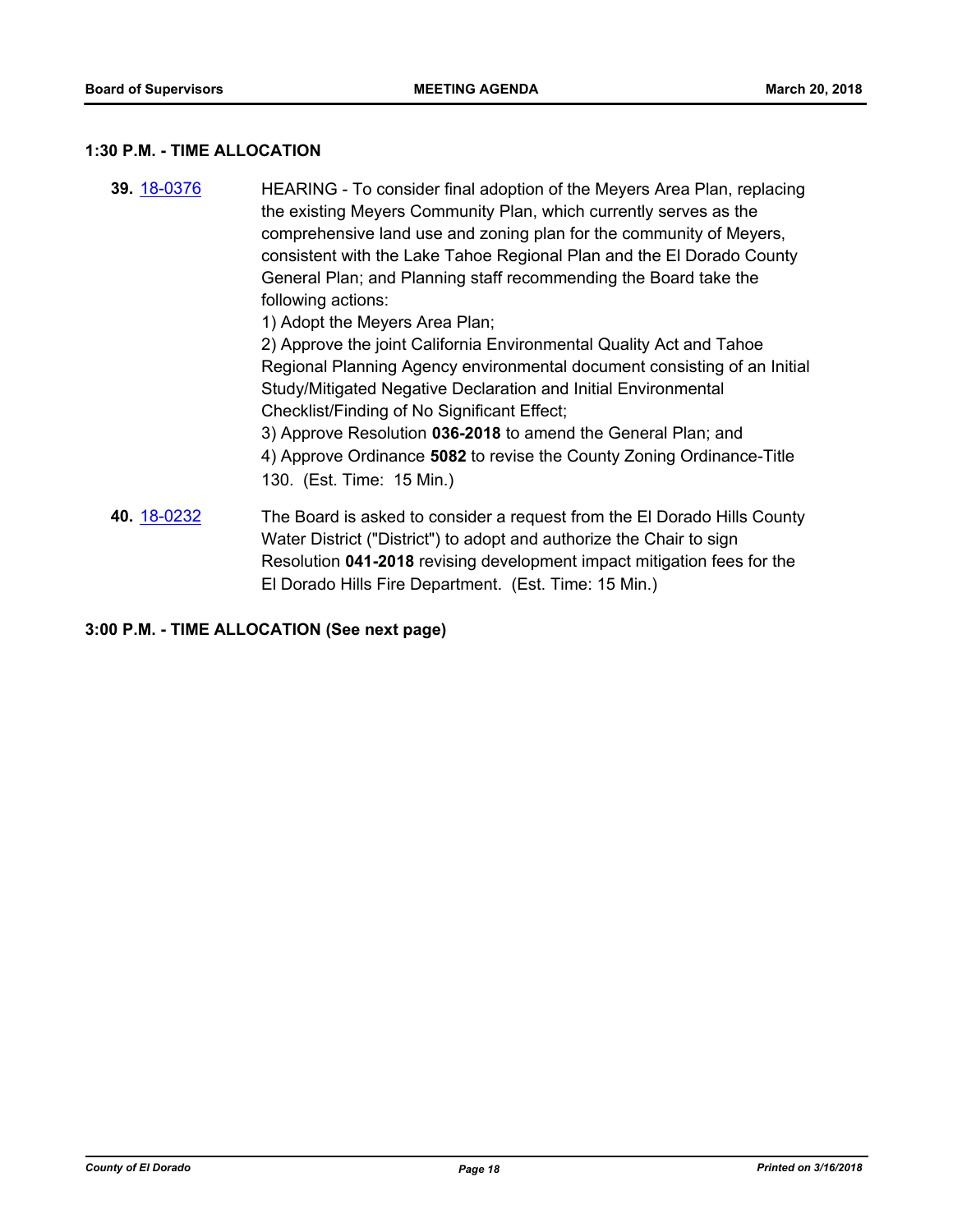## 1:30 P.M. - TIME ALLOCATION

**39.** [18-0376](18-0376) HEARING - To consider final adoption of the Meyers Area Plan, replacing the existing Meyers Community Plan, which currently serves as the comprehensive land use and zoning plan for the community of Meyers, consistent with the Lake Tahoe Regional Plan and the El Dorado County General Plan; and Planning staff recommending the Board take the following actions:

1) Adopt the Meyers Area Plan;

2) Approve the joint California Environmental Quality Act and Tahoe Regional Planning Agency environmental document consisting of an Initial Study/Mitigated Negative Declaration and Initial Environmental Checklist/Finding of No Significant Effect;

3) Approve Resolution **036-2018** to amend the General Plan; and

4) Approve Ordinance **5082** to revise the County Zoning Ordinance-Title 130. (Est. Time: 15 Min.)

**40.** [18-0232](18-0232) The Board is asked to consider a request from the El Dorado Hills County Water District ("District") to adopt and authorize the Chair to sign Resolution **041-2018** revising development impact mitigation fees for the El Dorado Hills Fire Department. (Est. Time: 15 Min.)

## 3:00 P.M. - TIME ALLOCATION (See next page)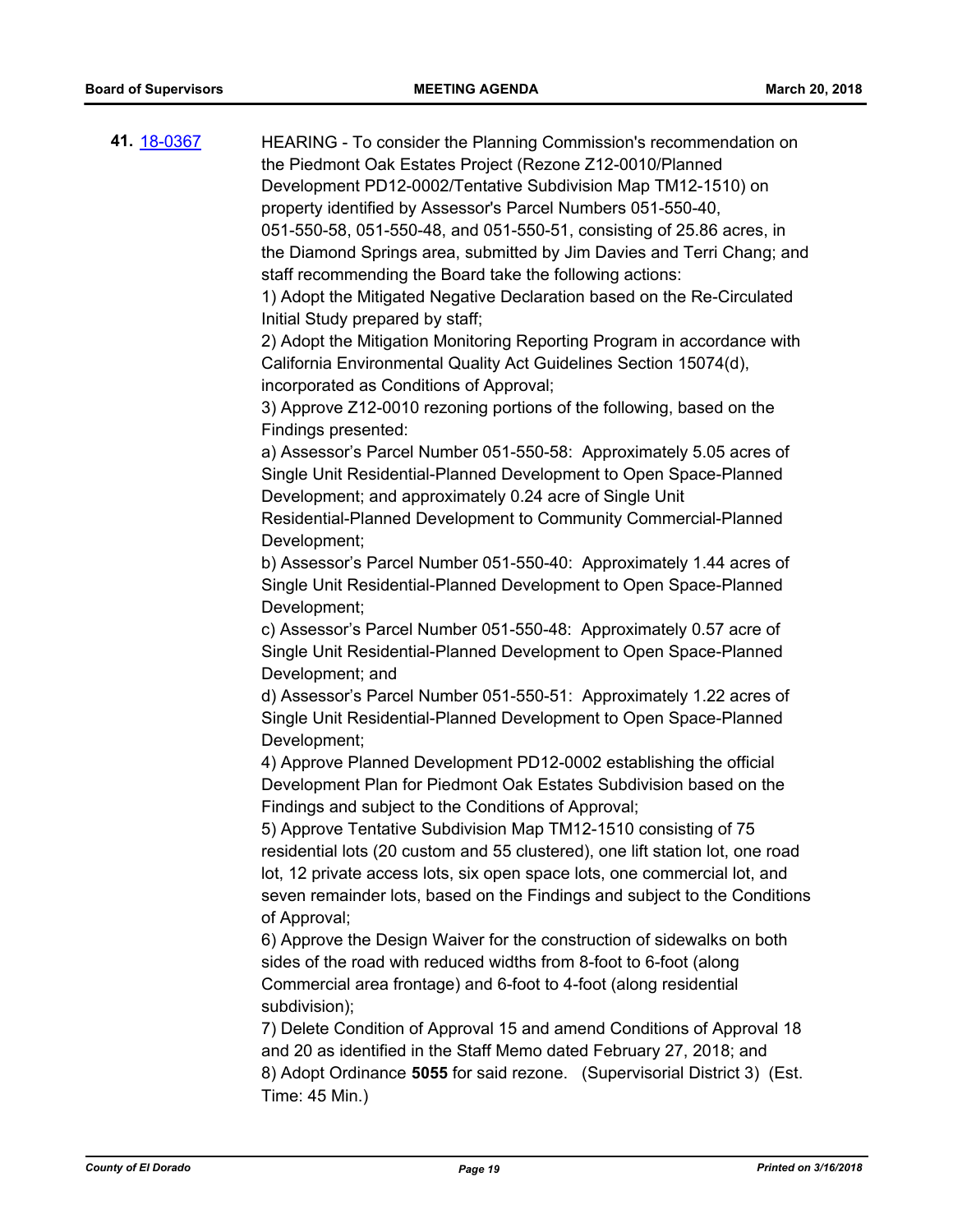**41.** [18-0367](18-0367)

HEARING - To consider the Planning Commission's recommendation on the Piedmont Oak Estates Project (Rezone Z12-0010/Planned Development PD12-0002/Tentative Subdivision Map TM12-1510) on property identified by Assessor's Parcel Numbers 051-550-40, 051-550-58, 051-550-48, and 051-550-51, consisting of 25.86 acres, in the Diamond Springs area, submitted by Jim Davies and Terri Chang; and staff recommending the Board take the following actions:

1) Adopt the Mitigated Negative Declaration based on the Re-Circulated Initial Study prepared by staff;

2) Adopt the Mitigation Monitoring Reporting Program in accordance with California Environmental Quality Act Guidelines Section 15074(d), incorporated as Conditions of Approval;

3) Approve Z12-0010 rezoning portions of the following, based on the Findings presented:

a) Assessor's Parcel Number 051-550-58: Approximately 5.05 acres of Single Unit Residential-Planned Development to Open Space-Planned Development; and approximately 0.24 acre of Single Unit Residential-Planned Development to Community Commercial-Planned Development;

b) Assessor's Parcel Number 051-550-40: Approximately 1.44 acres of Single Unit Residential-Planned Development to Open Space-Planned Development;

c) Assessor's Parcel Number 051-550-48: Approximately 0.57 acre of Single Unit Residential-Planned Development to Open Space-Planned Development; and

d) Assessor's Parcel Number 051-550-51: Approximately 1.22 acres of Single Unit Residential-Planned Development to Open Space-Planned Development;

4) Approve Planned Development PD12-0002 establishing the official Development Plan for Piedmont Oak Estates Subdivision based on the Findings and subject to the Conditions of Approval;

5) Approve Tentative Subdivision Map TM12-1510 consisting of 75 residential lots (20 custom and 55 clustered), one lift station lot, one road lot, 12 private access lots, six open space lots, one commercial lot, and seven remainder lots, based on the Findings and subject to the Conditions of Approval;

6) Approve the Design Waiver for the construction of sidewalks on both sides of the road with reduced widths from 8-foot to 6-foot (along Commercial area frontage) and 6-foot to 4-foot (along residential subdivision);

7) Delete Condition of Approval 15 and amend Conditions of Approval 18 and 20 as identified in the Staff Memo dated February 27, 2018; and

8) Adopt Ordinance **5055** for said rezone. (Supervisorial District 3) (Est. Time: 45 Min.)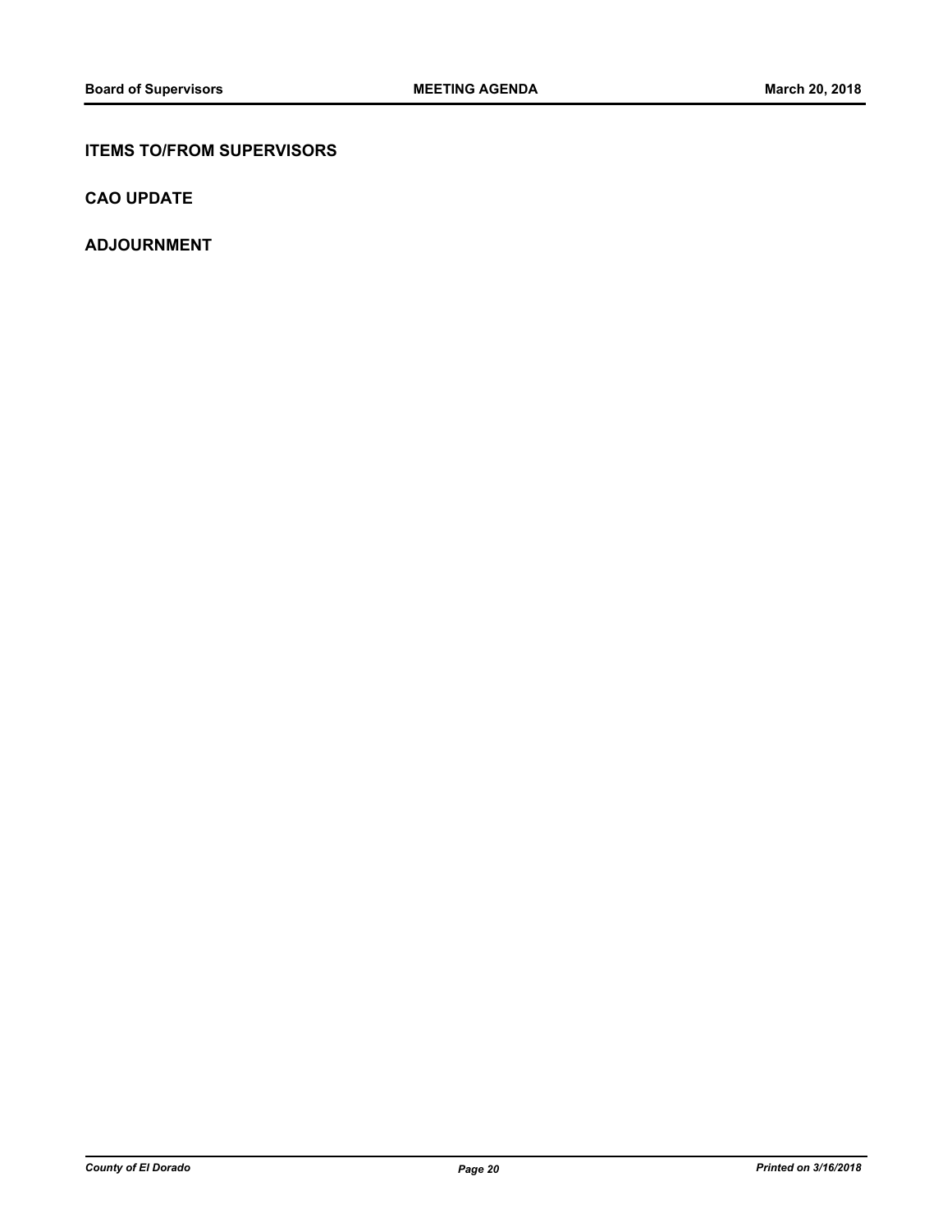## ITEMS TO/FROM SUPERVISORS

## CAO UPDATE

## ADJOURNMENT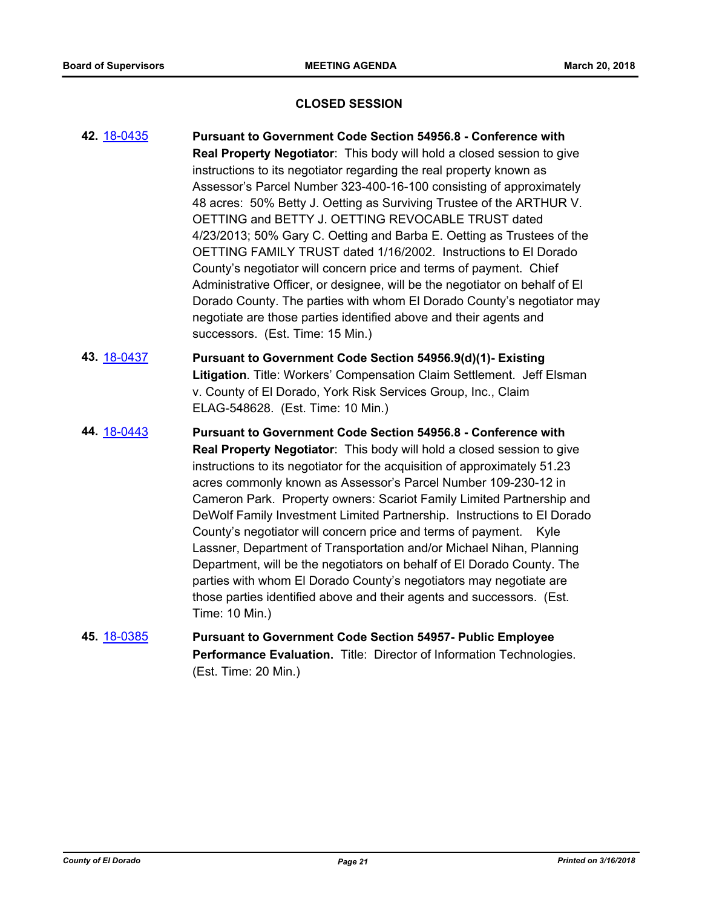## CLOSED SESSION

**42.** 18-0435 **Pursuant to Government Code Section 54956.8 - Conference with Real Property Negotiator**: This body will hold a closed session to give instructions to its negotiator regarding the real property known as Assessor's Parcel Number 323-400-16-100 consisting of approximately 48 acres: 50% Betty J. Oetting as Surviving Trustee of the ARTHUR V. OETTING and BETTY J. OETTING REVOCABLE TRUST dated 4/23/2013; 50% Gary C. Oetting and Barba E. Oetting as Trustees of the OETTING FAMILY TRUST dated 1/16/2002. Instructions to El Dorado County's negotiator will concern price and terms of payment. Chief Administrative Officer, or designee, will be the negotiator on behalf of El Dorado County. The parties with whom El Dorado County's negotiator may negotiate are those parties identified above and their agents and successors. (Est. Time: 15 Min.)

**43.** 18-0437 **Pursuant to Government Code Section 54956.9(d)(1)- Existing Litigation**. Title: Workers' Compensation Claim Settlement. Jeff Elsman v. County of El Dorado, York Risk Services Group, Inc., Claim ELAG-548628. (Est. Time: 10 Min.)

**44.** 18-0443 **Pursuant to Government Code Section 54956.8 - Conference with Real Property Negotiator**: This body will hold a closed session to give instructions to its negotiator for the acquisition of approximately 51.23 acres commonly known as Assessor's Parcel Number 109-230-12 in Cameron Park. Property owners: Scariot Family Limited Partnership and DeWolf Family Investment Limited Partnership. Instructions to El Dorado County's negotiator will concern price and terms of payment. Kyle Lassner, Department of Transportation and/or Michael Nihan, Planning Department, will be the negotiators on behalf of El Dorado County. The parties with whom El Dorado County's negotiators may negotiate are those parties identified above and their agents and successors. (Est. Time: 10 Min.)

**45.** 18-0385 **Pursuant to Government Code Section 54957- Public Employee Performance Evaluation.** Title: Director of Information Technologies. (Est. Time: 20 Min.)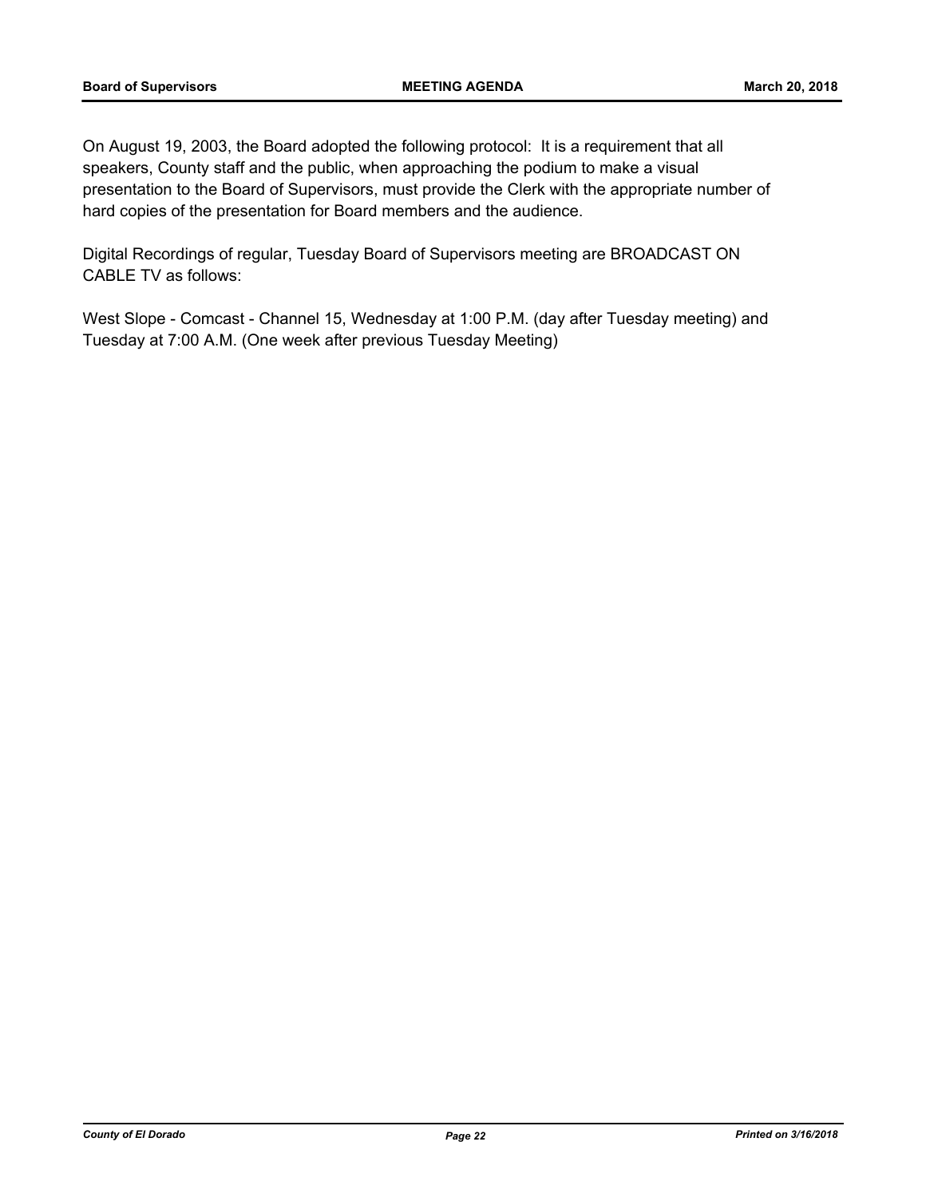On August 19, 2003, the Board adopted the following protocol:  It is a requirement that all speakers, County staff and the public, when approaching the podium to make a visual presentation to the Board of Supervisors, must provide the Clerk with the appropriate number of hard copies of the presentation for Board members and the audience.

Digital Recordings of regular, Tuesday Board of Supervisors meeting are BROADCAST ON CABLE TV as follows:

West Slope - Comcast - Channel 15, Wednesday at 1:00 P.M. (day after Tuesday meeting) and Tuesday at 7:00 A.M. (One week after previous Tuesday Meeting)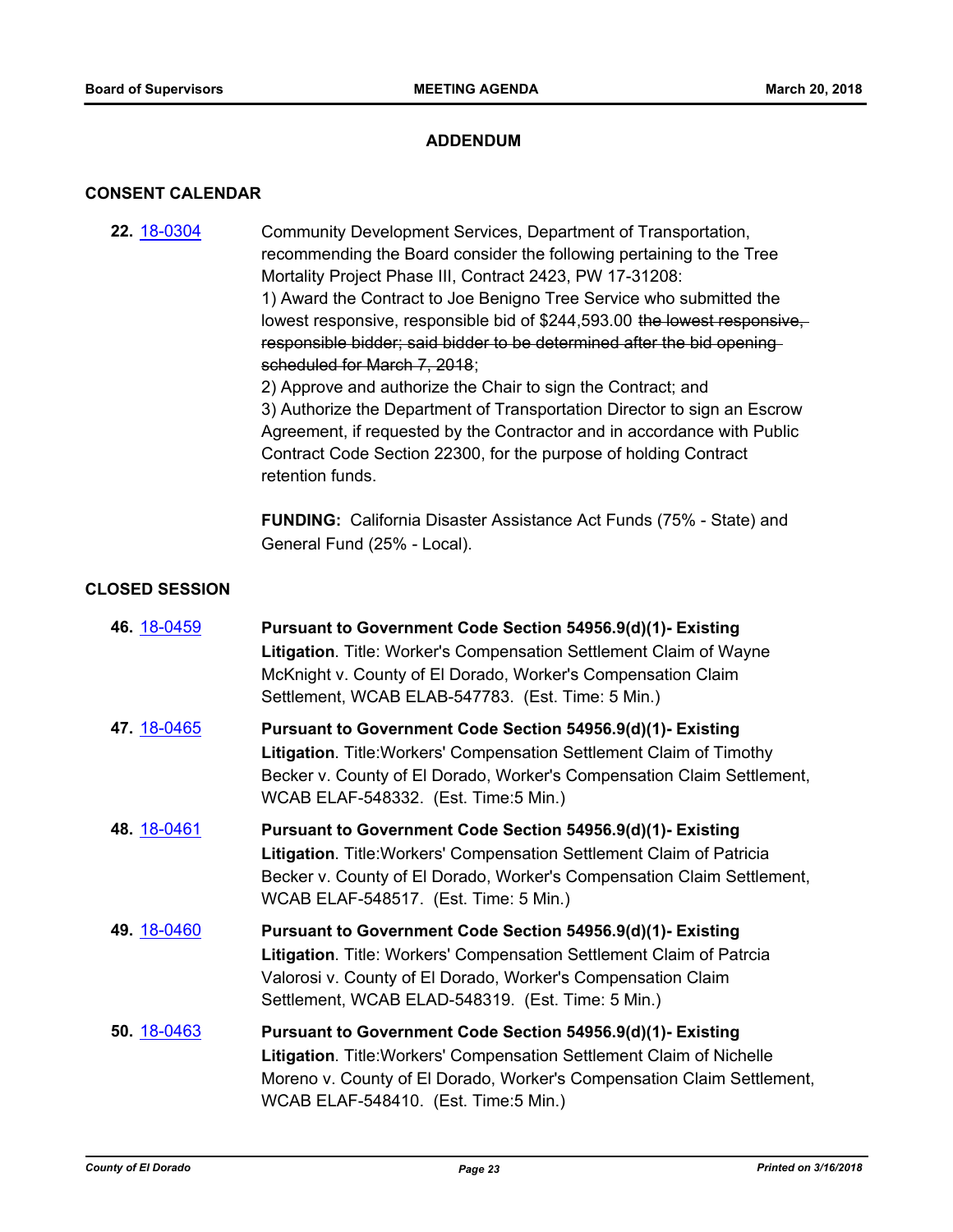## ADDENDUM

### CONSENT CALENDAR

**22.** [18-0304](18-0304) Community Development Services, Department of Transportation, recommending the Board consider the following pertaining to the Tree Mortality Project Phase III, Contract 2423, PW 17-31208:
1) Award the Contract to Joe Benigno Tree Service who submitted the lowest responsive, responsible bid of $244,593.00 ~~the lowest responsive, responsible bidder; said bidder to be determined after the bid opening scheduled for March 7, 2018~~;
2) Approve and authorize the Chair to sign the Contract; and
3) Authorize the Department of Transportation Director to sign an Escrow Agreement, if requested by the Contractor and in accordance with Public Contract Code Section 22300, for the purpose of holding Contract retention funds.

**FUNDING:** California Disaster Assistance Act Funds (75% - State) and General Fund (25% - Local).

### CLOSED SESSION

**46.** [18-0459](18-0459) **Pursuant to Government Code Section 54956.9(d)(1)- Existing Litigation**. Title: Worker's Compensation Settlement Claim of Wayne McKnight v. County of El Dorado, Worker's Compensation Claim Settlement, WCAB ELAB-547783. (Est. Time: 5 Min.)

**47.** [18-0465](18-0465) **Pursuant to Government Code Section 54956.9(d)(1)- Existing Litigation**. Title:Workers' Compensation Settlement Claim of Timothy Becker v. County of El Dorado, Worker's Compensation Claim Settlement, WCAB ELAF-548332. (Est. Time:5 Min.)

**48.** [18-0461](18-0461) **Pursuant to Government Code Section 54956.9(d)(1)- Existing Litigation**. Title:Workers' Compensation Settlement Claim of Patricia Becker v. County of El Dorado, Worker's Compensation Claim Settlement, WCAB ELAF-548517. (Est. Time: 5 Min.)

**49.** [18-0460](18-0460) **Pursuant to Government Code Section 54956.9(d)(1)- Existing Litigation**. Title: Workers' Compensation Settlement Claim of Patrcia Valorosi v. County of El Dorado, Worker's Compensation Claim Settlement, WCAB ELAD-548319. (Est. Time: 5 Min.)

**50.** [18-0463](18-0463) **Pursuant to Government Code Section 54956.9(d)(1)- Existing Litigation**. Title:Workers' Compensation Settlement Claim of Nichelle Moreno v. County of El Dorado, Worker's Compensation Claim Settlement, WCAB ELAF-548410. (Est. Time:5 Min.)